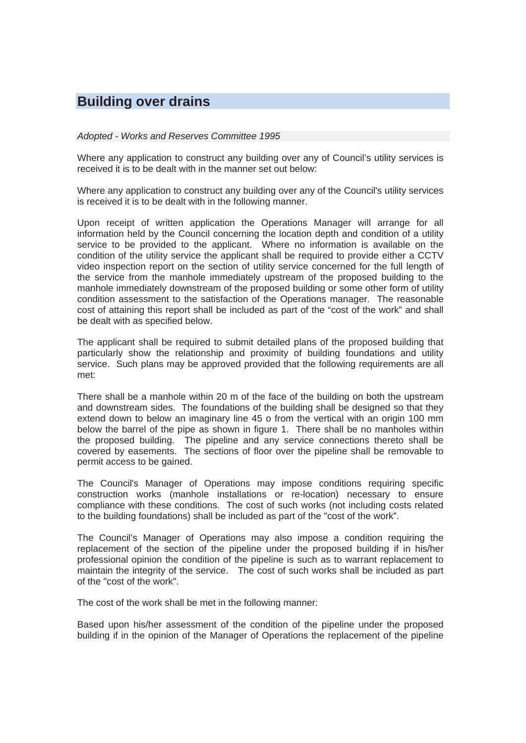# Building over drains

*Adopted - Works and Reserves Committee 1995*

Where any application to construct any building over any of Council's utility services is received it is to be dealt with in the manner set out below:

Where any application to construct any building over any of the Council's utility services is received it is to be dealt with in the following manner.

Upon receipt of written application the Operations Manager will arrange for all information held by the Council concerning the location depth and condition of a utility service to be provided to the applicant. Where no information is available on the condition of the utility service the applicant shall be required to provide either a CCTV video inspection report on the section of utility service concerned for the full length of the service from the manhole immediately upstream of the proposed building to the manhole immediately downstream of the proposed building or some other form of utility condition assessment to the satisfaction of the Operations manager. The reasonable cost of attaining this report shall be included as part of the "cost of the work" and shall be dealt with as specified below.

The applicant shall be required to submit detailed plans of the proposed building that particularly show the relationship and proximity of building foundations and utility service. Such plans may be approved provided that the following requirements are all met:

There shall be a manhole within 20 m of the face of the building on both the upstream and downstream sides. The foundations of the building shall be designed so that they extend down to below an imaginary line 45 o from the vertical with an origin 100 mm below the barrel of the pipe as shown in figure 1. There shall be no manholes within the proposed building. The pipeline and any service connections thereto shall be covered by easements. The sections of floor over the pipeline shall be removable to permit access to be gained.

The Council's Manager of Operations may impose conditions requiring specific construction works (manhole installations or re-location) necessary to ensure compliance with these conditions. The cost of such works (not including costs related to the building foundations) shall be included as part of the "cost of the work".

The Council's Manager of Operations may also impose a condition requiring the replacement of the section of the pipeline under the proposed building if in his/her professional opinion the condition of the pipeline is such as to warrant replacement to maintain the integrity of the service. The cost of such works shall be included as part of the "cost of the work".

The cost of the work shall be met in the following manner:

Based upon his/her assessment of the condition of the pipeline under the proposed building if in the opinion of the Manager of Operations the replacement of the pipeline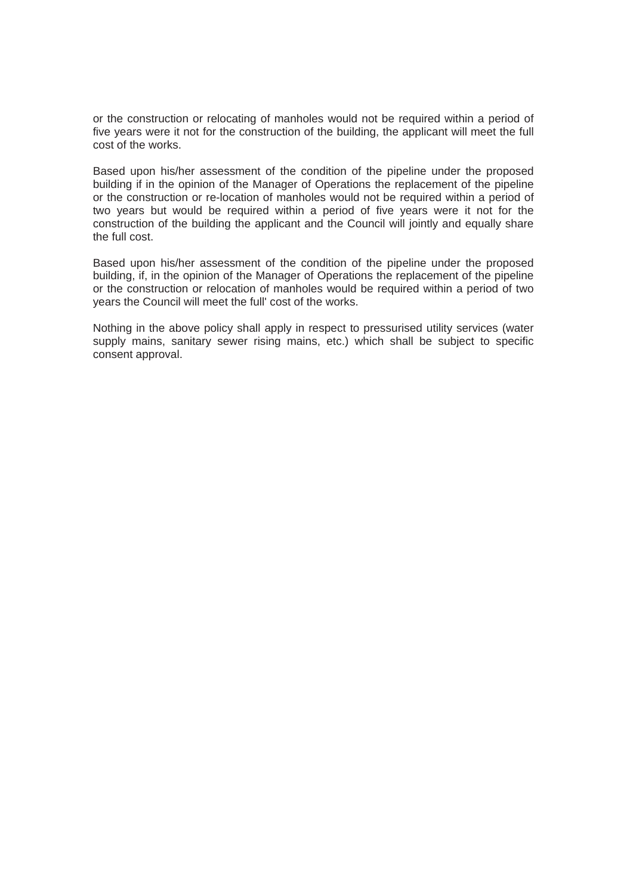or the construction or relocating of manholes would not be required within a period of five years were it not for the construction of the building, the applicant will meet the full cost of the works.

Based upon his/her assessment of the condition of the pipeline under the proposed building if in the opinion of the Manager of Operations the replacement of the pipeline or the construction or re-location of manholes would not be required within a period of two years but would be required within a period of five years were it not for the construction of the building the applicant and the Council will jointly and equally share the full cost.

Based upon his/her assessment of the condition of the pipeline under the proposed building, if, in the opinion of the Manager of Operations the replacement of the pipeline or the construction or relocation of manholes would be required within a period of two years the Council will meet the full' cost of the works.

Nothing in the above policy shall apply in respect to pressurised utility services (water supply mains, sanitary sewer rising mains, etc.) which shall be subject to specific consent approval.